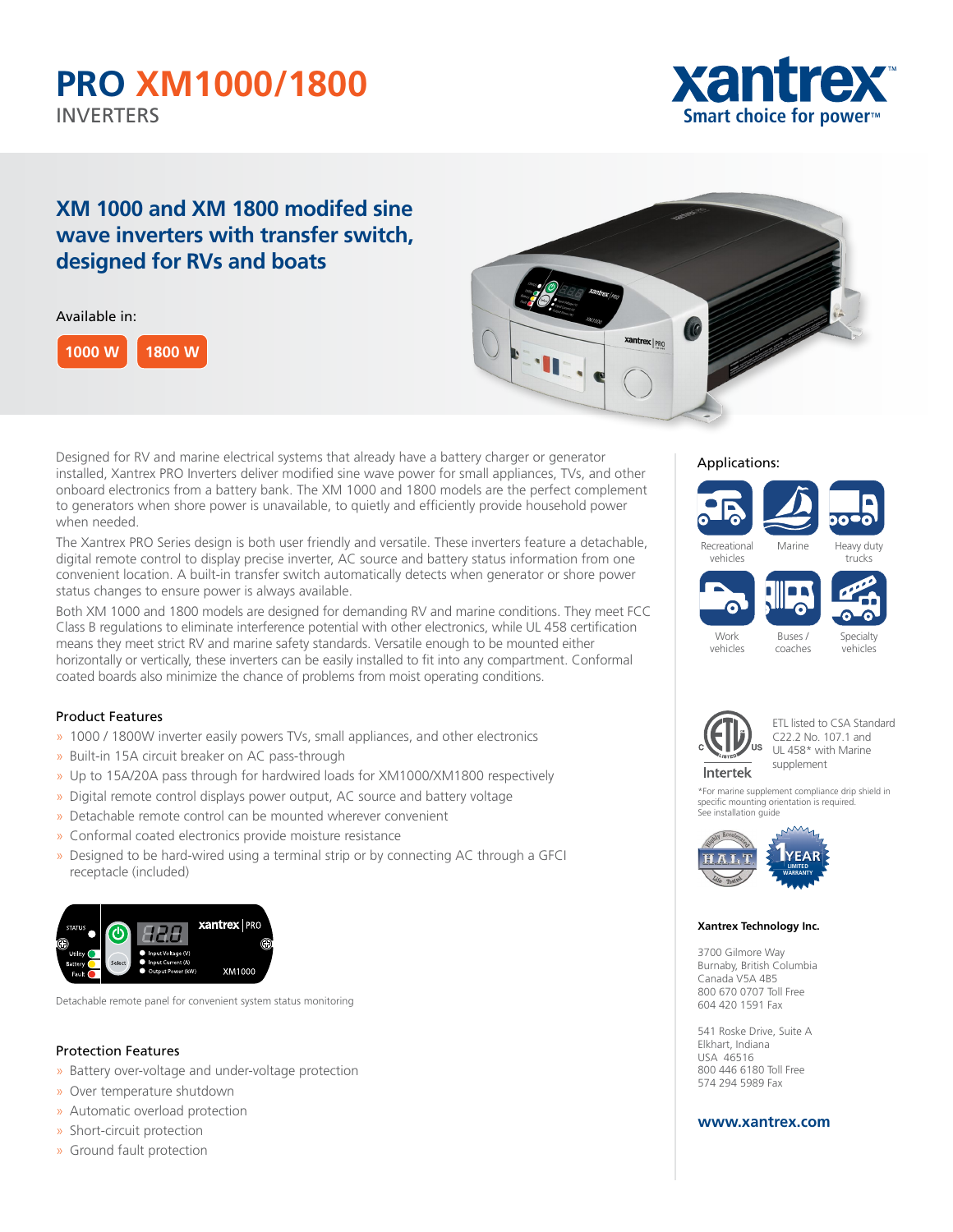# PRO XM1000/1800

INVERTERS

xantrex
Smart choice for power™

## XM 1000 and XM 1800 modifed sine wave inverters with transfer switch, designed for RVs and boats

Available in:

1000 W | 1800 W

Designed for RV and marine electrical systems that already have a battery charger or generator installed, Xantrex PRO Inverters deliver modified sine wave power for small appliances, TVs, and other onboard electronics from a battery bank. The XM 1000 and 1800 models are the perfect complement to generators when shore power is unavailable, to quietly and efficiently provide household power when needed.

The Xantrex PRO Series design is both user friendly and versatile. These inverters feature a detachable, digital remote control to display precise inverter, AC source and battery status information from one convenient location. A built-in transfer switch automatically detects when generator or shore power status changes to ensure power is always available.

Both XM 1000 and 1800 models are designed for demanding RV and marine conditions. They meet FCC Class B regulations to eliminate interference potential with other electronics, while UL 458 certification means they meet strict RV and marine safety standards. Versatile enough to be mounted either horizontally or vertically, these inverters can be easily installed to fit into any compartment. Conformal coated boards also minimize the chance of problems from moist operating conditions.

### Product Features

- 1000 / 1800W inverter easily powers TVs, small appliances, and other electronics
- Built-in 15A circuit breaker on AC pass-through
- Up to 15A/20A pass through for hardwired loads for XM1000/XM1800 respectively
- Digital remote control displays power output, AC source and battery voltage
- Detachable remote control can be mounted wherever convenient
- Conformal coated electronics provide moisture resistance
- Designed to be hard-wired using a terminal strip or by connecting AC through a GFCI receptacle (included)

Detachable remote panel for convenient system status monitoring

### Protection Features

- Battery over-voltage and under-voltage protection
- Over temperature shutdown
- Automatic overload protection
- Short-circuit protection
- Ground fault protection

### Applications:

- Recreational vehicles
- Marine
- Heavy duty trucks
- Work vehicles
- Buses / coaches
- Specialty vehicles

ETL listed to CSA Standard C22.2 No. 107.1 and UL 458* with Marine supplement

*For marine supplement compliance drip shield in specific mounting orientation is required. See installation guide

**Xantrex Technology Inc.**

3700 Gilmore Way
Burnaby, British Columbia
Canada V5A 4B5
800 670 0707 Toll Free
604 420 1591 Fax

541 Roske Drive, Suite A
Elkhart, Indiana
USA 46516
800 446 6180 Toll Free
574 294 5989 Fax

**www.xantrex.com**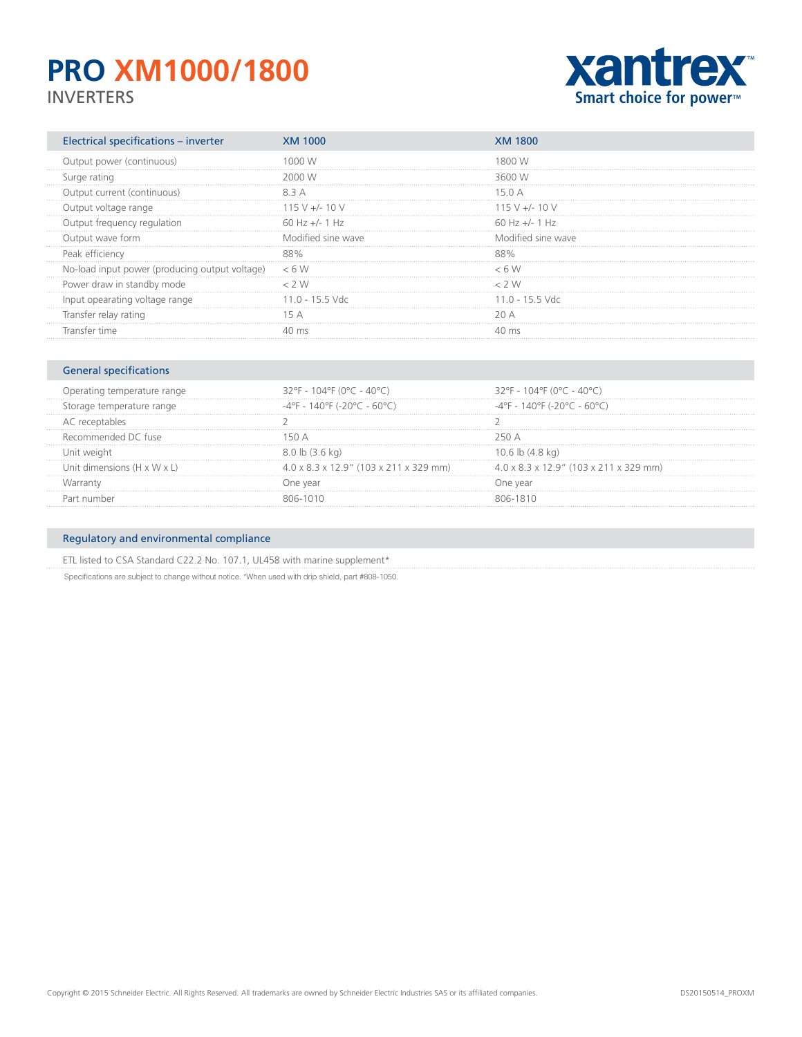# PRO XM1000/1800

## INVERTERS

xantrex
Smart choice for power™

| Electrical specifications – inverter | XM 1000 | XM 1800 |
|---|---|---|
| Output power (continuous) | 1000 W | 1800 W |
| Surge rating | 2000 W | 3600 W |
| Output current (continuous) | 8.3 A | 15.0 A |
| Output voltage range | 115 V +/- 10 V | 115 V +/- 10 V |
| Output frequency regulation | 60 Hz +/- 1 Hz | 60 Hz +/- 1 Hz |
| Output wave form | Modified sine wave | Modified sine wave |
| Peak efficiency | 88% | 88% |
| No-load input power (producing output voltage) | < 6 W | < 6 W |
| Power draw in standby mode | < 2 W | < 2 W |
| Input opearating voltage range | 11.0 - 15.5 Vdc | 11.0 - 15.5 Vdc |
| Transfer relay rating | 15 A | 20 A |
| Transfer time | 40 ms | 40 ms |

| General specifications | | |
|---|---|---|
| Operating temperature range | 32°F - 104°F (0°C - 40°C) | 32°F - 104°F (0°C - 40°C) |
| Storage temperature range | -4°F - 140°F (-20°C - 60°C) | -4°F - 140°F (-20°C - 60°C) |
| AC receptables | 2 | 2 |
| Recommended DC fuse | 150 A | 250 A |
| Unit weight | 8.0 lb (3.6 kg) | 10.6 lb (4.8 kg) |
| Unit dimensions (H x W x L) | 4.0 x 8.3 x 12.9" (103 x 211 x 329 mm) | 4.0 x 8.3 x 12.9" (103 x 211 x 329 mm) |
| Warranty | One year | One year |
| Part number | 806-1010 | 806-1810 |

| Regulatory and environmental compliance |
|---|
| ETL listed to CSA Standard C22.2 No. 107.1, UL458 with marine supplement* |

Specifications are subject to change without notice. *When used with drip shield, part #808-1050.

Copyright © 2015 Schneider Electric. All Rights Reserved. All trademarks are owned by Schneider Electric Industries SAS or its affiliated companies.

DS20150514_PROXM